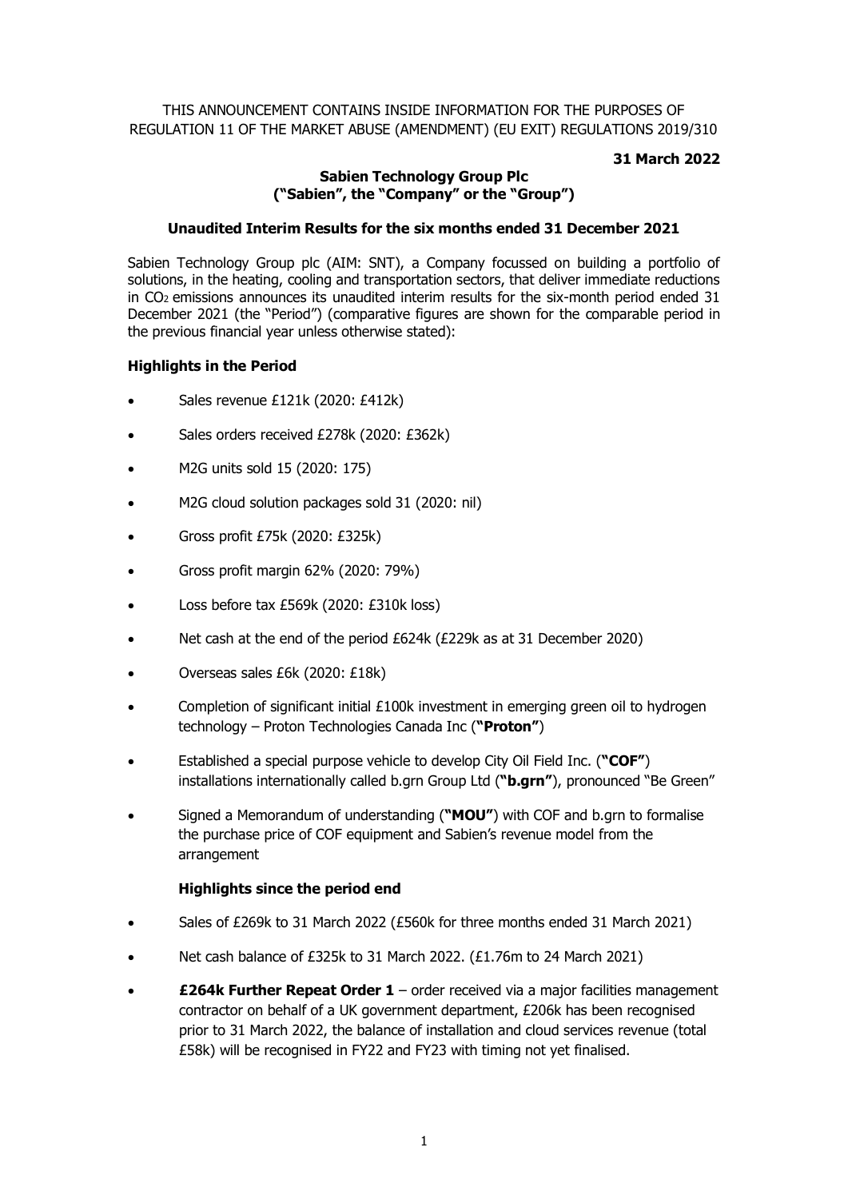THIS ANNOUNCEMENT CONTAINS INSIDE INFORMATION FOR THE PURPOSES OF REGULATION 11 OF THE MARKET ABUSE (AMENDMENT) (EU EXIT) REGULATIONS 2019/310

**31 March 2022**

**Sabien Technology Group Plc**
**("Sabien", the "Company" or the "Group")**

**Unaudited Interim Results for the six months ended 31 December 2021**

Sabien Technology Group plc (AIM: SNT), a Company focussed on building a portfolio of solutions, in the heating, cooling and transportation sectors, that deliver immediate reductions in $CO_2$ emissions announces its unaudited interim results for the six-month period ended 31 December 2021 (the "Period") (comparative figures are shown for the comparable period in the previous financial year unless otherwise stated):

**Highlights in the Period**

- Sales revenue £121k (2020: £412k)
- Sales orders received £278k (2020: £362k)
- M2G units sold 15 (2020: 175)
- M2G cloud solution packages sold 31 (2020: nil)
- Gross profit £75k (2020: £325k)
- Gross profit margin 62% (2020: 79%)
- Loss before tax £569k (2020: £310k loss)
- Net cash at the end of the period £624k (£229k as at 31 December 2020)
- Overseas sales £6k (2020: £18k)
- Completion of significant initial £100k investment in emerging green oil to hydrogen technology – Proton Technologies Canada Inc (**"Proton"**)
- Established a special purpose vehicle to develop City Oil Field Inc. (**"COF"**) installations internationally called b.grn Group Ltd (**"b.grn"**), pronounced "Be Green"
- Signed a Memorandum of understanding (**"MOU"**) with COF and b.grn to formalise the purchase price of COF equipment and Sabien's revenue model from the arrangement

**Highlights since the period end**

- Sales of £269k to 31 March 2022 (£560k for three months ended 31 March 2021)
- Net cash balance of £325k to 31 March 2022. (£1.76m to 24 March 2021)
- **£264k Further Repeat Order 1** – order received via a major facilities management contractor on behalf of a UK government department, £206k has been recognised prior to 31 March 2022, the balance of installation and cloud services revenue (total £58k) will be recognised in FY22 and FY23 with timing not yet finalised.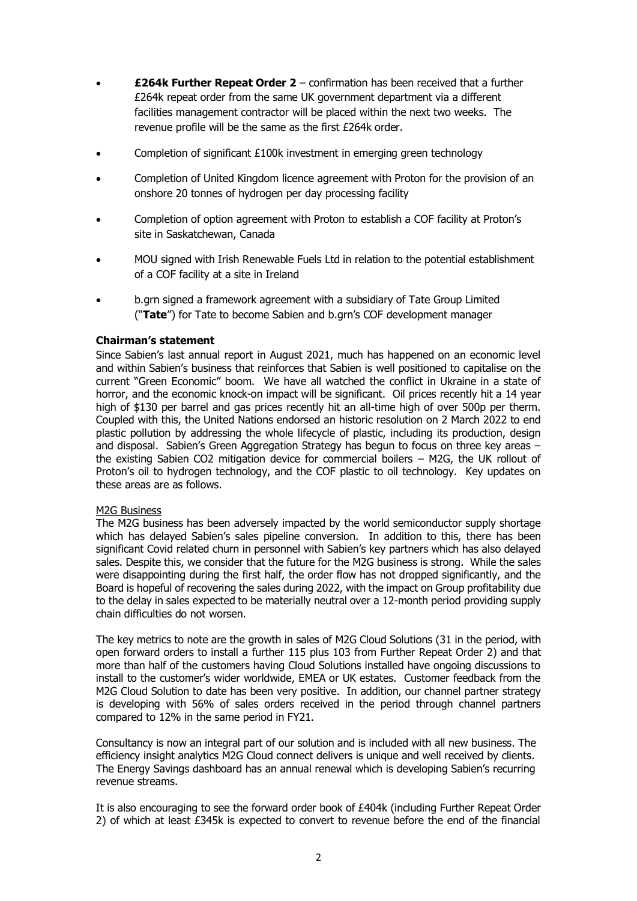- **£264k Further Repeat Order 2** – confirmation has been received that a further £264k repeat order from the same UK government department via a different facilities management contractor will be placed within the next two weeks. The revenue profile will be the same as the first £264k order.
- Completion of significant £100k investment in emerging green technology
- Completion of United Kingdom licence agreement with Proton for the provision of an onshore 20 tonnes of hydrogen per day processing facility
- Completion of option agreement with Proton to establish a COF facility at Proton's site in Saskatchewan, Canada
- MOU signed with Irish Renewable Fuels Ltd in relation to the potential establishment of a COF facility at a site in Ireland
- b.grn signed a framework agreement with a subsidiary of Tate Group Limited ("**Tate**") for Tate to become Sabien and b.grn's COF development manager

**Chairman's statement**

Since Sabien's last annual report in August 2021, much has happened on an economic level and within Sabien's business that reinforces that Sabien is well positioned to capitalise on the current "Green Economic" boom. We have all watched the conflict in Ukraine in a state of horror, and the economic knock-on impact will be significant. Oil prices recently hit a 14 year high of $130 per barrel and gas prices recently hit an all-time high of over 500p per therm. Coupled with this, the United Nations endorsed an historic resolution on 2 March 2022 to end plastic pollution by addressing the whole lifecycle of plastic, including its production, design and disposal. Sabien's Green Aggregation Strategy has begun to focus on three key areas – the existing Sabien CO2 mitigation device for commercial boilers – M2G, the UK rollout of Proton's oil to hydrogen technology, and the COF plastic to oil technology. Key updates on these areas are as follows.

M2G Business

The M2G business has been adversely impacted by the world semiconductor supply shortage which has delayed Sabien's sales pipeline conversion. In addition to this, there has been significant Covid related churn in personnel with Sabien's key partners which has also delayed sales. Despite this, we consider that the future for the M2G business is strong. While the sales were disappointing during the first half, the order flow has not dropped significantly, and the Board is hopeful of recovering the sales during 2022, with the impact on Group profitability due to the delay in sales expected to be materially neutral over a 12-month period providing supply chain difficulties do not worsen.

The key metrics to note are the growth in sales of M2G Cloud Solutions (31 in the period, with open forward orders to install a further 115 plus 103 from Further Repeat Order 2) and that more than half of the customers having Cloud Solutions installed have ongoing discussions to install to the customer's wider worldwide, EMEA or UK estates. Customer feedback from the M2G Cloud Solution to date has been very positive. In addition, our channel partner strategy is developing with 56% of sales orders received in the period through channel partners compared to 12% in the same period in FY21.

Consultancy is now an integral part of our solution and is included with all new business. The efficiency insight analytics M2G Cloud connect delivers is unique and well received by clients. The Energy Savings dashboard has an annual renewal which is developing Sabien's recurring revenue streams.

It is also encouraging to see the forward order book of £404k (including Further Repeat Order 2) of which at least £345k is expected to convert to revenue before the end of the financial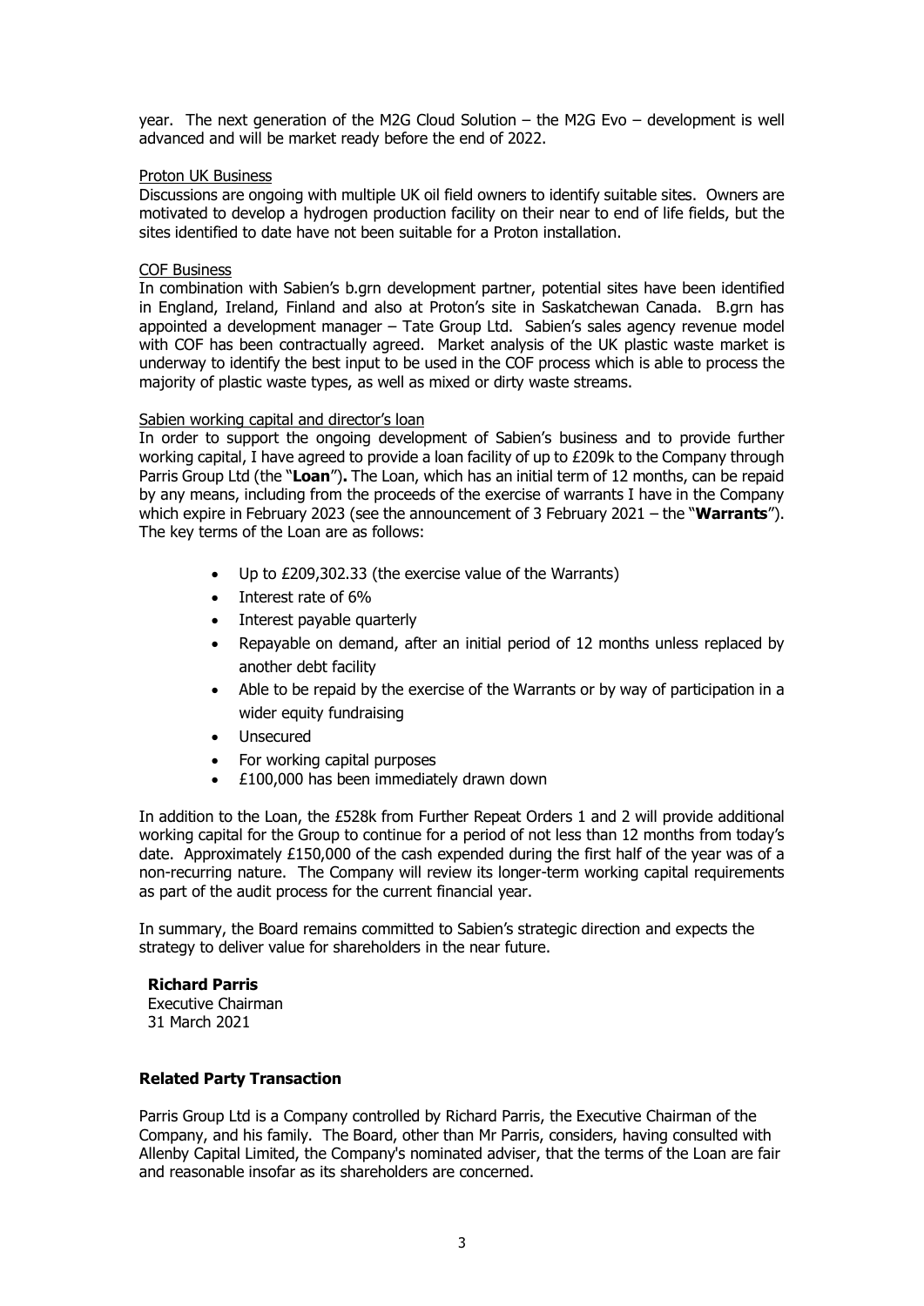year. The next generation of the M2G Cloud Solution – the M2G Evo – development is well advanced and will be market ready before the end of 2022.

Proton UK Business

Discussions are ongoing with multiple UK oil field owners to identify suitable sites. Owners are motivated to develop a hydrogen production facility on their near to end of life fields, but the sites identified to date have not been suitable for a Proton installation.

COF Business

In combination with Sabien's b.grn development partner, potential sites have been identified in England, Ireland, Finland and also at Proton's site in Saskatchewan Canada. B.grn has appointed a development manager – Tate Group Ltd. Sabien's sales agency revenue model with COF has been contractually agreed. Market analysis of the UK plastic waste market is underway to identify the best input to be used in the COF process which is able to process the majority of plastic waste types, as well as mixed or dirty waste streams.

Sabien working capital and director's loan

In order to support the ongoing development of Sabien's business and to provide further working capital, I have agreed to provide a loan facility of up to £209k to the Company through Parris Group Ltd (the "**Loan**")**.** The Loan, which has an initial term of 12 months, can be repaid by any means, including from the proceeds of the exercise of warrants I have in the Company which expire in February 2023 (see the announcement of 3 February 2021 – the "**Warrants**"). The key terms of the Loan are as follows:

- Up to £209,302.33 (the exercise value of the Warrants)
- Interest rate of 6%
- Interest payable quarterly
- Repayable on demand, after an initial period of 12 months unless replaced by another debt facility
- Able to be repaid by the exercise of the Warrants or by way of participation in a wider equity fundraising
- Unsecured
- For working capital purposes
- £100,000 has been immediately drawn down

In addition to the Loan, the £528k from Further Repeat Orders 1 and 2 will provide additional working capital for the Group to continue for a period of not less than 12 months from today's date. Approximately £150,000 of the cash expended during the first half of the year was of a non-recurring nature. The Company will review its longer-term working capital requirements as part of the audit process for the current financial year.

In summary, the Board remains committed to Sabien's strategic direction and expects the strategy to deliver value for shareholders in the near future.

**Richard Parris**
Executive Chairman
31 March 2021

**Related Party Transaction**

Parris Group Ltd is a Company controlled by Richard Parris, the Executive Chairman of the Company, and his family. The Board, other than Mr Parris, considers, having consulted with Allenby Capital Limited, the Company's nominated adviser, that the terms of the Loan are fair and reasonable insofar as its shareholders are concerned.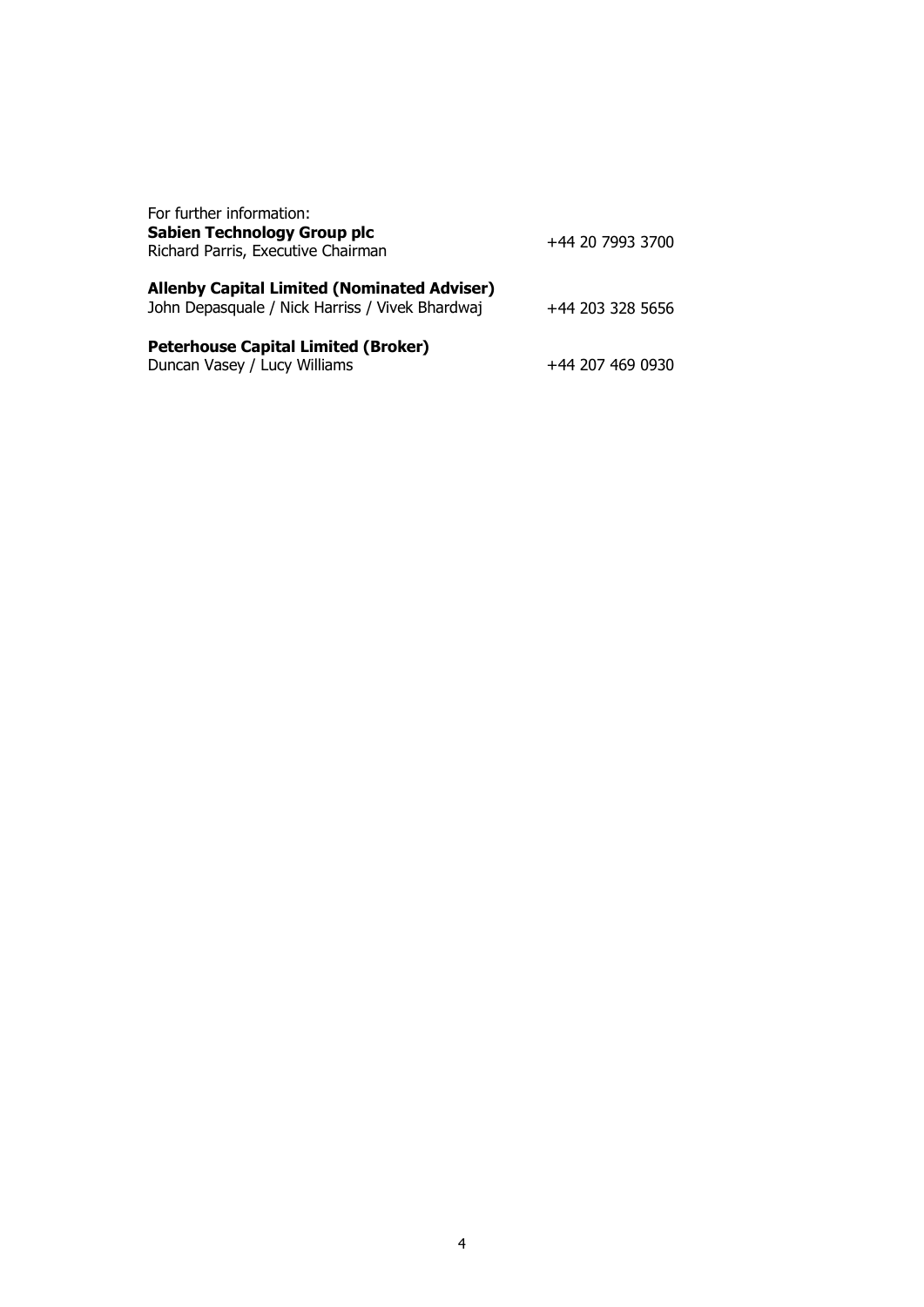For further information:

**Sabien Technology Group plc**
Richard Parris, Executive Chairman — +44 20 7993 3700

**Allenby Capital Limited (Nominated Adviser)**
John Depasquale / Nick Harriss / Vivek Bhardwaj — +44 203 328 5656

**Peterhouse Capital Limited (Broker)**
Duncan Vasey / Lucy Williams — +44 207 469 0930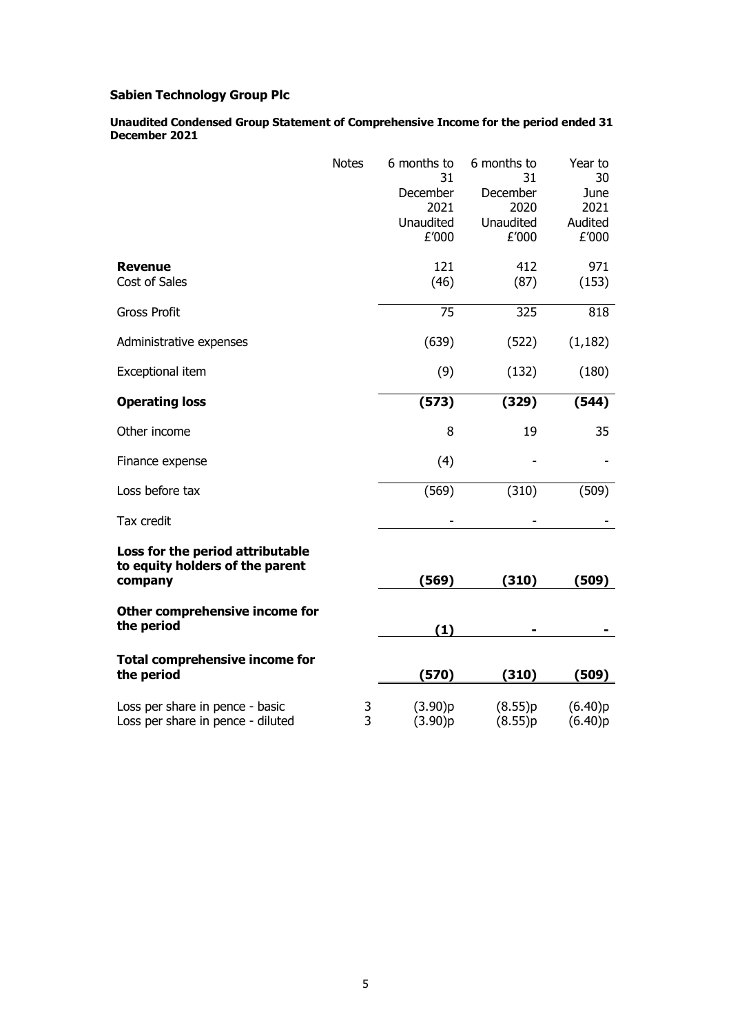**Sabien Technology Group Plc**

**Unaudited Condensed Group Statement of Comprehensive Income for the period ended 31 December 2021**

| | Notes | 6 months to 31 December 2021 Unaudited £'000 | 6 months to 31 December 2020 Unaudited £'000 | Year to 30 June 2021 Audited £'000 |
|---|---|---|---|---|
| **Revenue** | | 121 | 412 | 971 |
| Cost of Sales | | (46) | (87) | (153) |
| Gross Profit | | 75 | 325 | 818 |
| Administrative expenses | | (639) | (522) | (1,182) |
| Exceptional item | | (9) | (132) | (180) |
| **Operating loss** | | **(573)** | **(329)** | **(544)** |
| Other income | | 8 | 19 | 35 |
| Finance expense | | (4) | - | - |
| Loss before tax | | (569) | (310) | (509) |
| Tax credit | | - | - | - |
| **Loss for the period attributable to equity holders of the parent company** | | **(569)** | **(310)** | **(509)** |
| **Other comprehensive income for the period** | | **(1)** | **-** | **-** |
| **Total comprehensive income for the period** | | **(570)** | **(310)** | **(509)** |
| Loss per share in pence - basic | 3 | (3.90)p | (8.55)p | (6.40)p |
| Loss per share in pence - diluted | 3 | (3.90)p | (8.55)p | (6.40)p |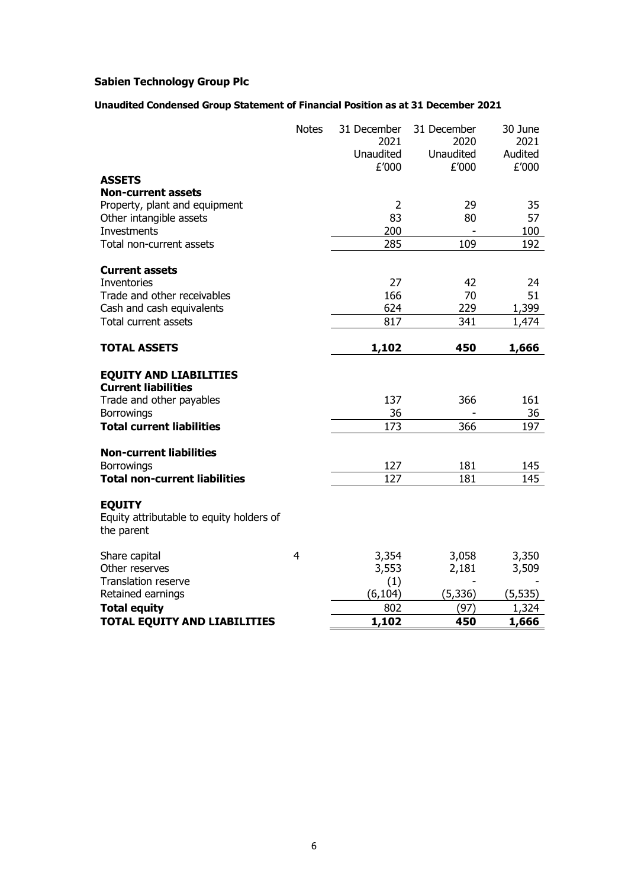**Sabien Technology Group Plc**

**Unaudited Condensed Group Statement of Financial Position as at 31 December 2021**

| | Notes | 31 December 2021 Unaudited £'000 | 31 December 2020 Unaudited £'000 | 30 June 2021 Audited £'000 |
|---|---|---|---|---|
| **ASSETS** | | | | |
| **Non-current assets** | | | | |
| Property, plant and equipment | | 2 | 29 | 35 |
| Other intangible assets | | 83 | 80 | 57 |
| Investments | | 200 | - | 100 |
| Total non-current assets | | 285 | 109 | 192 |
| | | | | |
| **Current assets** | | | | |
| Inventories | | 27 | 42 | 24 |
| Trade and other receivables | | 166 | 70 | 51 |
| Cash and cash equivalents | | 624 | 229 | 1,399 |
| Total current assets | | 817 | 341 | 1,474 |
| | | | | |
| **TOTAL ASSETS** | | **1,102** | **450** | **1,666** |
| | | | | |
| **EQUITY AND LIABILITIES** | | | | |
| **Current liabilities** | | | | |
| Trade and other payables | | 137 | 366 | 161 |
| Borrowings | | 36 | - | 36 |
| **Total current liabilities** | | 173 | 366 | 197 |
| | | | | |
| **Non-current liabilities** | | | | |
| Borrowings | | 127 | 181 | 145 |
| **Total non-current liabilities** | | 127 | 181 | 145 |
| | | | | |
| **EQUITY** | | | | |
| Equity attributable to equity holders of the parent | | | | |
| | | | | |
| Share capital | 4 | 3,354 | 3,058 | 3,350 |
| Other reserves | | 3,553 | 2,181 | 3,509 |
| Translation reserve | | (1) | - | - |
| Retained earnings | | (6,104) | (5,336) | (5,535) |
| **Total equity** | | 802 | (97) | 1,324 |
| **TOTAL EQUITY AND LIABILITIES** | | **1,102** | **450** | **1,666** |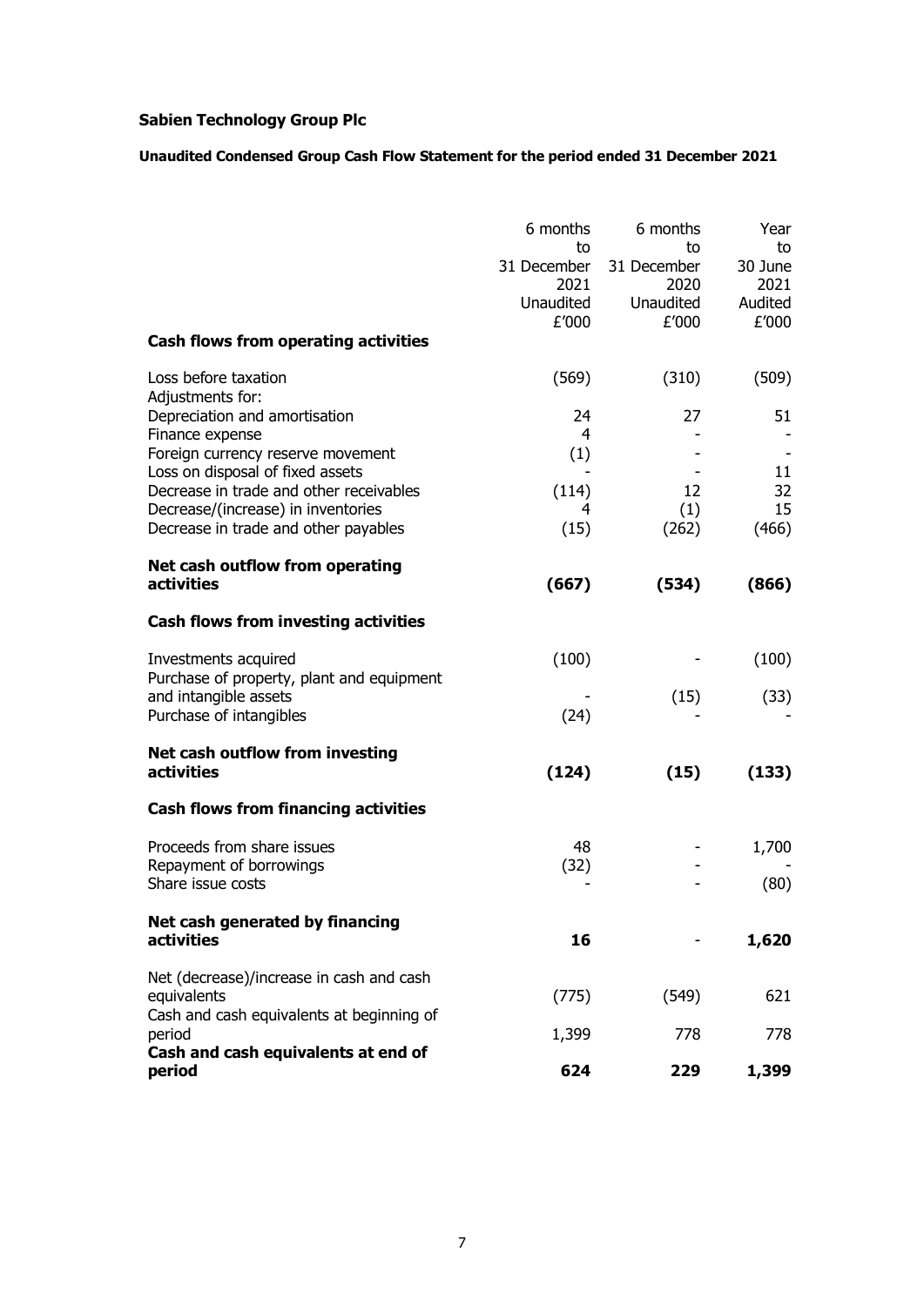**Sabien Technology Group Plc**

**Unaudited Condensed Group Cash Flow Statement for the period ended 31 December 2021**

| | 6 months to 31 December 2021 Unaudited £'000 | 6 months to 31 December 2020 Unaudited £'000 | Year to 30 June 2021 Audited £'000 |
|---|---|---|---|
| **Cash flows from operating activities** | | | |
| Loss before taxation | (569) | (310) | (509) |
| Adjustments for: | | | |
| Depreciation and amortisation | 24 | 27 | 51 |
| Finance expense | 4 | - | - |
| Foreign currency reserve movement | (1) | - | - |
| Loss on disposal of fixed assets | - | - | 11 |
| Decrease in trade and other receivables | (114) | 12 | 32 |
| Decrease/(increase) in inventories | 4 | (1) | 15 |
| Decrease in trade and other payables | (15) | (262) | (466) |
| **Net cash outflow from operating activities** | **(667)** | **(534)** | **(866)** |
| **Cash flows from investing activities** | | | |
| Investments acquired | (100) | - | (100) |
| Purchase of property, plant and equipment and intangible assets | - | (15) | (33) |
| Purchase of intangibles | (24) | - | - |
| **Net cash outflow from investing activities** | **(124)** | **(15)** | **(133)** |
| **Cash flows from financing activities** | | | |
| Proceeds from share issues | 48 | - | 1,700 |
| Repayment of borrowings | (32) | - | - |
| Share issue costs | - | - | (80) |
| **Net cash generated by financing activities** | **16** | - | **1,620** |
| Net (decrease)/increase in cash and cash equivalents | (775) | (549) | 621 |
| Cash and cash equivalents at beginning of period | 1,399 | 778 | 778 |
| **Cash and cash equivalents at end of period** | **624** | **229** | **1,399** |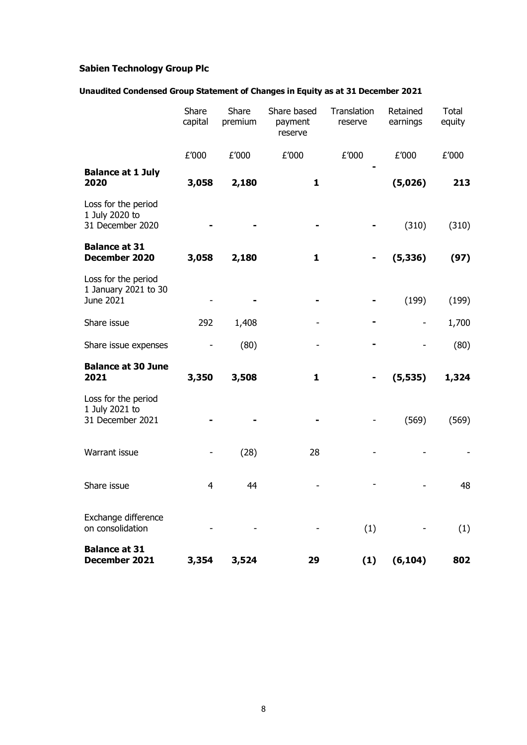**Sabien Technology Group Plc**

**Unaudited Condensed Group Statement of Changes in Equity as at 31 December 2021**

| | Share capital | Share premium | Share based payment reserve | Translation reserve | Retained earnings | Total equity |
|---|---|---|---|---|---|---|
| | £'000 | £'000 | £'000 | £'000 | £'000 | £'000 |
| **Balance at 1 July 2020** | **3,058** | **2,180** | **1** | **-** | **(5,026)** | **213** |
| Loss for the period 1 July 2020 to 31 December 2020 | **-** | **-** | **-** | **-** | (310) | (310) |
| **Balance at 31 December 2020** | **3,058** | **2,180** | **1** | **-** | **(5,336)** | **(97)** |
| Loss for the period 1 January 2021 to 30 June 2021 | - | **-** | **-** | **-** | (199) | (199) |
| Share issue | 292 | 1,408 | - | **-** | - | 1,700 |
| Share issue expenses | - | (80) | - | **-** | - | (80) |
| **Balance at 30 June 2021** | **3,350** | **3,508** | **1** | **-** | **(5,535)** | **1,324** |
| Loss for the period 1 July 2021 to 31 December 2021 | **-** | **-** | **-** | - | (569) | (569) |
| Warrant issue | - | (28) | 28 | - | - | - |
| Share issue | 4 | 44 | - | - | - | 48 |
| Exchange difference on consolidation | - | - | - | (1) | - | (1) |
| **Balance at 31 December 2021** | **3,354** | **3,524** | **29** | **(1)** | **(6,104)** | **802** |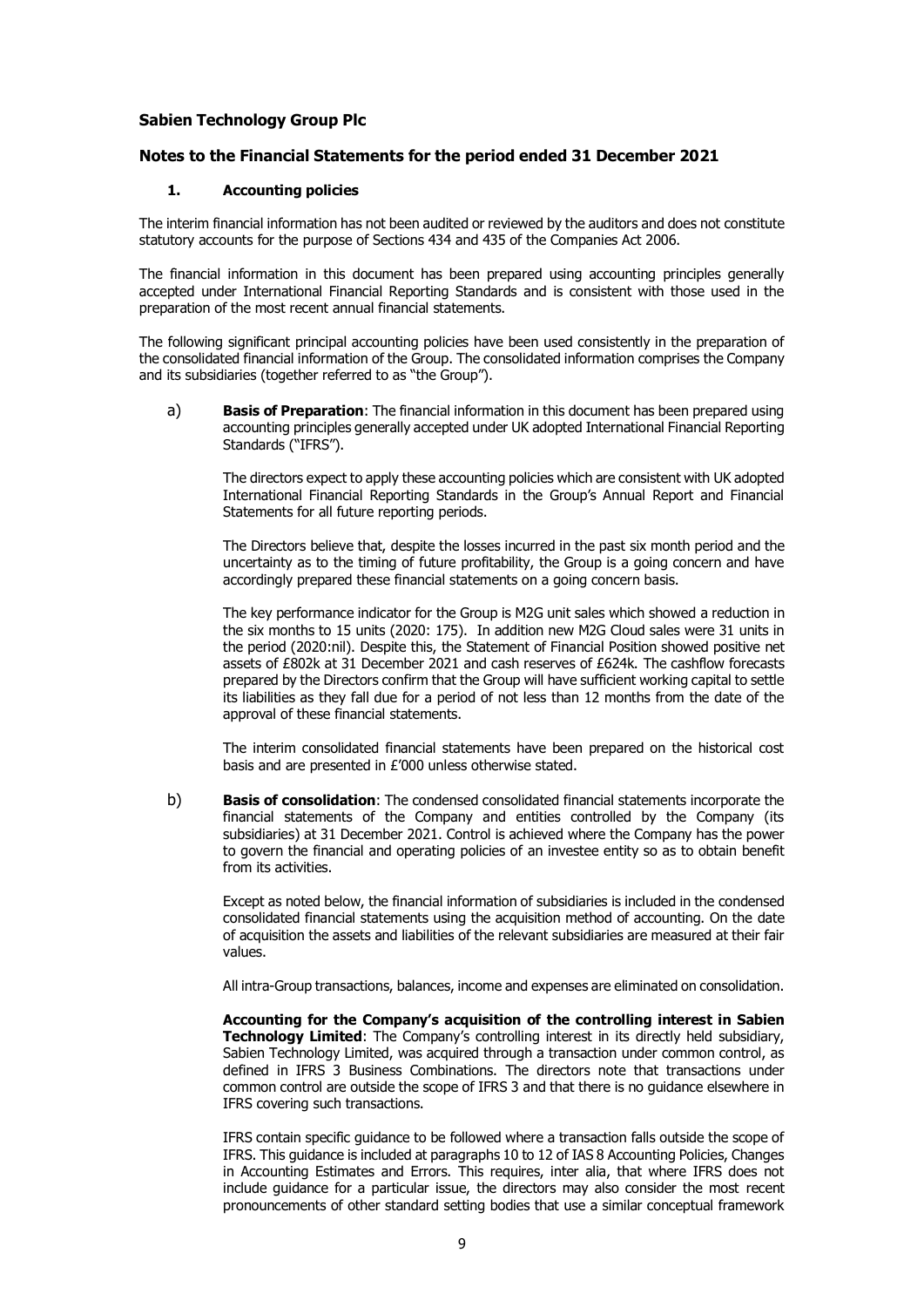# Sabien Technology Group Plc

## Notes to the Financial Statements for the period ended 31 December 2021

### 1. Accounting policies

The interim financial information has not been audited or reviewed by the auditors and does not constitute statutory accounts for the purpose of Sections 434 and 435 of the Companies Act 2006.

The financial information in this document has been prepared using accounting principles generally accepted under International Financial Reporting Standards and is consistent with those used in the preparation of the most recent annual financial statements.

The following significant principal accounting policies have been used consistently in the preparation of the consolidated financial information of the Group. The consolidated information comprises the Company and its subsidiaries (together referred to as "the Group").

a) **Basis of Preparation**: The financial information in this document has been prepared using accounting principles generally accepted under UK adopted International Financial Reporting Standards ("IFRS").

The directors expect to apply these accounting policies which are consistent with UK adopted International Financial Reporting Standards in the Group's Annual Report and Financial Statements for all future reporting periods.

The Directors believe that, despite the losses incurred in the past six month period and the uncertainty as to the timing of future profitability, the Group is a going concern and have accordingly prepared these financial statements on a going concern basis.

The key performance indicator for the Group is M2G unit sales which showed a reduction in the six months to 15 units (2020: 175). In addition new M2G Cloud sales were 31 units in the period (2020:nil). Despite this, the Statement of Financial Position showed positive net assets of £802k at 31 December 2021 and cash reserves of £624k. The cashflow forecasts prepared by the Directors confirm that the Group will have sufficient working capital to settle its liabilities as they fall due for a period of not less than 12 months from the date of the approval of these financial statements.

The interim consolidated financial statements have been prepared on the historical cost basis and are presented in £'000 unless otherwise stated.

b) **Basis of consolidation**: The condensed consolidated financial statements incorporate the financial statements of the Company and entities controlled by the Company (its subsidiaries) at 31 December 2021. Control is achieved where the Company has the power to govern the financial and operating policies of an investee entity so as to obtain benefit from its activities.

Except as noted below, the financial information of subsidiaries is included in the condensed consolidated financial statements using the acquisition method of accounting. On the date of acquisition the assets and liabilities of the relevant subsidiaries are measured at their fair values.

All intra-Group transactions, balances, income and expenses are eliminated on consolidation.

**Accounting for the Company's acquisition of the controlling interest in Sabien Technology Limited**: The Company's controlling interest in its directly held subsidiary, Sabien Technology Limited, was acquired through a transaction under common control, as defined in IFRS 3 Business Combinations. The directors note that transactions under common control are outside the scope of IFRS 3 and that there is no guidance elsewhere in IFRS covering such transactions.

IFRS contain specific guidance to be followed where a transaction falls outside the scope of IFRS. This guidance is included at paragraphs 10 to 12 of IAS 8 Accounting Policies, Changes in Accounting Estimates and Errors. This requires, inter alia, that where IFRS does not include guidance for a particular issue, the directors may also consider the most recent pronouncements of other standard setting bodies that use a similar conceptual framework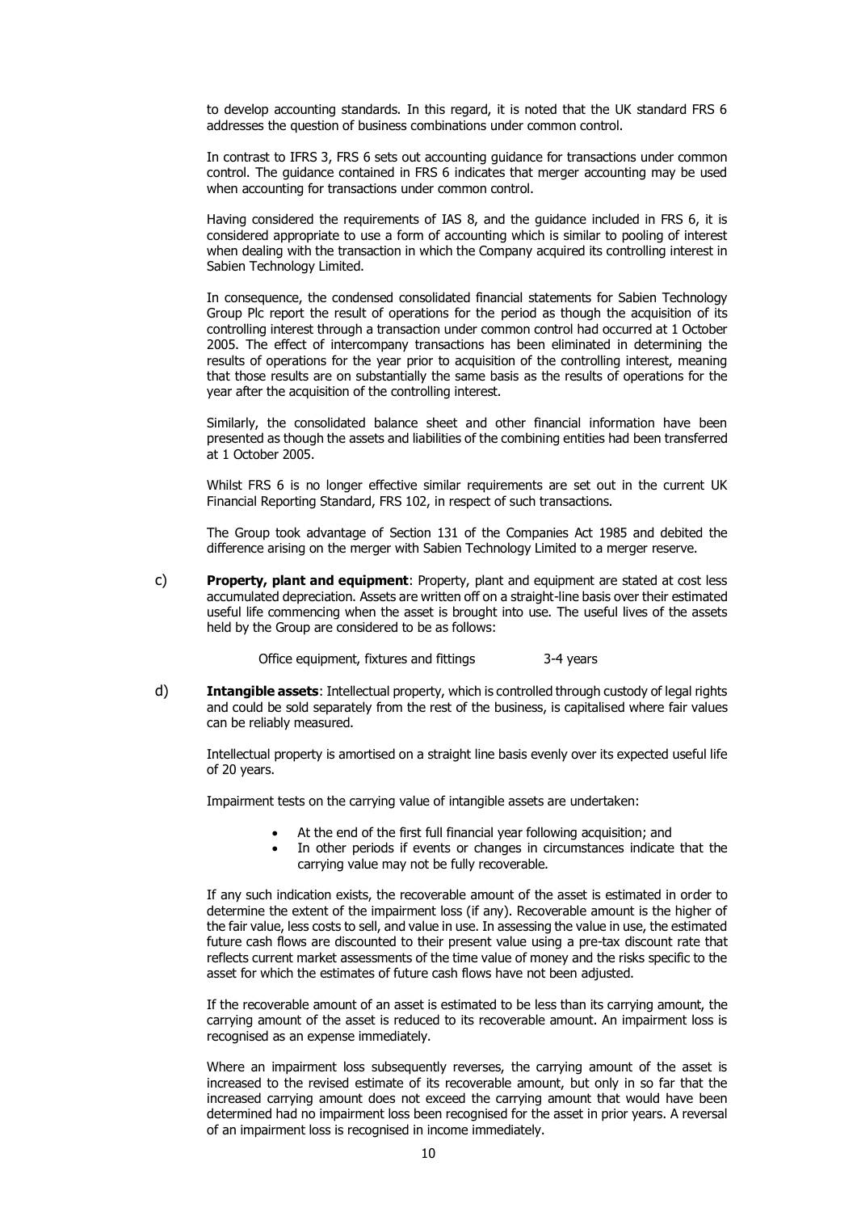to develop accounting standards. In this regard, it is noted that the UK standard FRS 6 addresses the question of business combinations under common control.

In contrast to IFRS 3, FRS 6 sets out accounting guidance for transactions under common control. The guidance contained in FRS 6 indicates that merger accounting may be used when accounting for transactions under common control.

Having considered the requirements of IAS 8, and the guidance included in FRS 6, it is considered appropriate to use a form of accounting which is similar to pooling of interest when dealing with the transaction in which the Company acquired its controlling interest in Sabien Technology Limited.

In consequence, the condensed consolidated financial statements for Sabien Technology Group Plc report the result of operations for the period as though the acquisition of its controlling interest through a transaction under common control had occurred at 1 October 2005. The effect of intercompany transactions has been eliminated in determining the results of operations for the year prior to acquisition of the controlling interest, meaning that those results are on substantially the same basis as the results of operations for the year after the acquisition of the controlling interest.

Similarly, the consolidated balance sheet and other financial information have been presented as though the assets and liabilities of the combining entities had been transferred at 1 October 2005.

Whilst FRS 6 is no longer effective similar requirements are set out in the current UK Financial Reporting Standard, FRS 102, in respect of such transactions.

The Group took advantage of Section 131 of the Companies Act 1985 and debited the difference arising on the merger with Sabien Technology Limited to a merger reserve.

c) **Property, plant and equipment**: Property, plant and equipment are stated at cost less accumulated depreciation. Assets are written off on a straight-line basis over their estimated useful life commencing when the asset is brought into use. The useful lives of the assets held by the Group are considered to be as follows:

| | |
|---|---|
| Office equipment, fixtures and fittings | 3-4 years |

d) **Intangible assets**: Intellectual property, which is controlled through custody of legal rights and could be sold separately from the rest of the business, is capitalised where fair values can be reliably measured.

Intellectual property is amortised on a straight line basis evenly over its expected useful life of 20 years.

Impairment tests on the carrying value of intangible assets are undertaken:

- At the end of the first full financial year following acquisition; and
- In other periods if events or changes in circumstances indicate that the carrying value may not be fully recoverable.

If any such indication exists, the recoverable amount of the asset is estimated in order to determine the extent of the impairment loss (if any). Recoverable amount is the higher of the fair value, less costs to sell, and value in use. In assessing the value in use, the estimated future cash flows are discounted to their present value using a pre-tax discount rate that reflects current market assessments of the time value of money and the risks specific to the asset for which the estimates of future cash flows have not been adjusted.

If the recoverable amount of an asset is estimated to be less than its carrying amount, the carrying amount of the asset is reduced to its recoverable amount. An impairment loss is recognised as an expense immediately.

Where an impairment loss subsequently reverses, the carrying amount of the asset is increased to the revised estimate of its recoverable amount, but only in so far that the increased carrying amount does not exceed the carrying amount that would have been determined had no impairment loss been recognised for the asset in prior years. A reversal of an impairment loss is recognised in income immediately.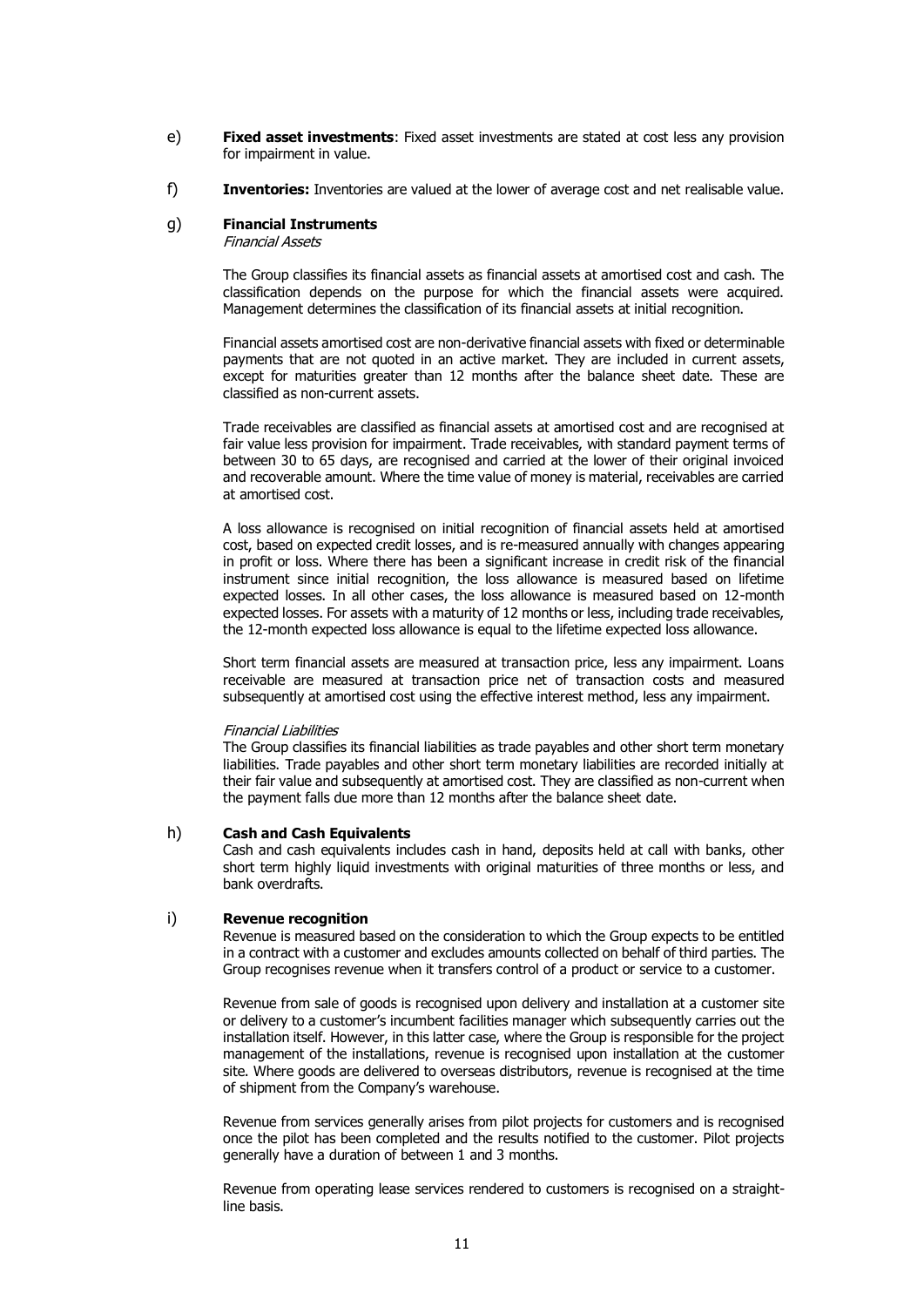e) **Fixed asset investments**: Fixed asset investments are stated at cost less any provision for impairment in value.

f) **Inventories:** Inventories are valued at the lower of average cost and net realisable value.

g) **Financial Instruments**

*Financial Assets*

The Group classifies its financial assets as financial assets at amortised cost and cash. The classification depends on the purpose for which the financial assets were acquired. Management determines the classification of its financial assets at initial recognition.

Financial assets amortised cost are non-derivative financial assets with fixed or determinable payments that are not quoted in an active market. They are included in current assets, except for maturities greater than 12 months after the balance sheet date. These are classified as non-current assets.

Trade receivables are classified as financial assets at amortised cost and are recognised at fair value less provision for impairment. Trade receivables, with standard payment terms of between 30 to 65 days, are recognised and carried at the lower of their original invoiced and recoverable amount. Where the time value of money is material, receivables are carried at amortised cost.

A loss allowance is recognised on initial recognition of financial assets held at amortised cost, based on expected credit losses, and is re-measured annually with changes appearing in profit or loss. Where there has been a significant increase in credit risk of the financial instrument since initial recognition, the loss allowance is measured based on lifetime expected losses. In all other cases, the loss allowance is measured based on 12-month expected losses. For assets with a maturity of 12 months or less, including trade receivables, the 12-month expected loss allowance is equal to the lifetime expected loss allowance.

Short term financial assets are measured at transaction price, less any impairment. Loans receivable are measured at transaction price net of transaction costs and measured subsequently at amortised cost using the effective interest method, less any impairment.

*Financial Liabilities*

The Group classifies its financial liabilities as trade payables and other short term monetary liabilities. Trade payables and other short term monetary liabilities are recorded initially at their fair value and subsequently at amortised cost. They are classified as non-current when the payment falls due more than 12 months after the balance sheet date.

h) **Cash and Cash Equivalents**

Cash and cash equivalents includes cash in hand, deposits held at call with banks, other short term highly liquid investments with original maturities of three months or less, and bank overdrafts.

i) **Revenue recognition**

Revenue is measured based on the consideration to which the Group expects to be entitled in a contract with a customer and excludes amounts collected on behalf of third parties. The Group recognises revenue when it transfers control of a product or service to a customer.

Revenue from sale of goods is recognised upon delivery and installation at a customer site or delivery to a customer's incumbent facilities manager which subsequently carries out the installation itself. However, in this latter case, where the Group is responsible for the project management of the installations, revenue is recognised upon installation at the customer site. Where goods are delivered to overseas distributors, revenue is recognised at the time of shipment from the Company's warehouse.

Revenue from services generally arises from pilot projects for customers and is recognised once the pilot has been completed and the results notified to the customer. Pilot projects generally have a duration of between 1 and 3 months.

Revenue from operating lease services rendered to customers is recognised on a straight-line basis.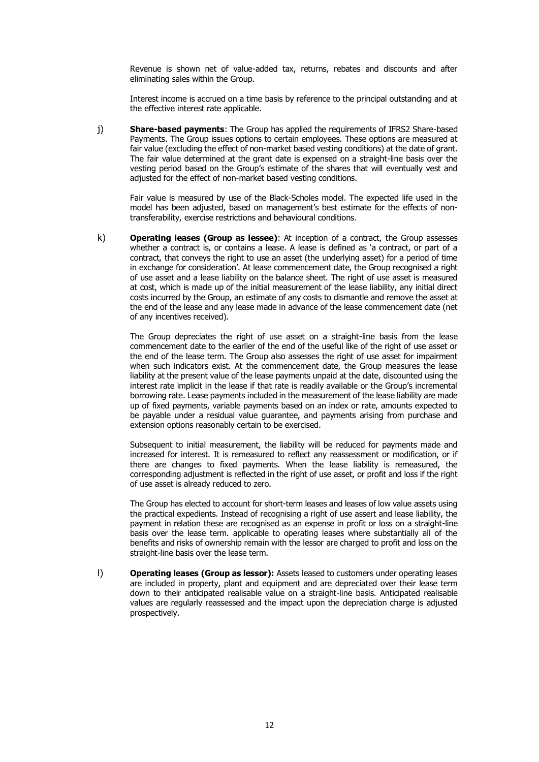Revenue is shown net of value-added tax, returns, rebates and discounts and after eliminating sales within the Group.

Interest income is accrued on a time basis by reference to the principal outstanding and at the effective interest rate applicable.

j) **Share-based payments**: The Group has applied the requirements of IFRS2 Share-based Payments. The Group issues options to certain employees. These options are measured at fair value (excluding the effect of non-market based vesting conditions) at the date of grant. The fair value determined at the grant date is expensed on a straight-line basis over the vesting period based on the Group's estimate of the shares that will eventually vest and adjusted for the effect of non-market based vesting conditions.

Fair value is measured by use of the Black-Scholes model. The expected life used in the model has been adjusted, based on management's best estimate for the effects of non-transferability, exercise restrictions and behavioural conditions.

k) **Operating leases (Group as lessee)**: At inception of a contract, the Group assesses whether a contract is, or contains a lease. A lease is defined as 'a contract, or part of a contract, that conveys the right to use an asset (the underlying asset) for a period of time in exchange for consideration'. At lease commencement date, the Group recognised a right of use asset and a lease liability on the balance sheet. The right of use asset is measured at cost, which is made up of the initial measurement of the lease liability, any initial direct costs incurred by the Group, an estimate of any costs to dismantle and remove the asset at the end of the lease and any lease made in advance of the lease commencement date (net of any incentives received).

The Group depreciates the right of use asset on a straight-line basis from the lease commencement date to the earlier of the end of the useful like of the right of use asset or the end of the lease term. The Group also assesses the right of use asset for impairment when such indicators exist. At the commencement date, the Group measures the lease liability at the present value of the lease payments unpaid at the date, discounted using the interest rate implicit in the lease if that rate is readily available or the Group's incremental borrowing rate. Lease payments included in the measurement of the lease liability are made up of fixed payments, variable payments based on an index or rate, amounts expected to be payable under a residual value guarantee, and payments arising from purchase and extension options reasonably certain to be exercised.

Subsequent to initial measurement, the liability will be reduced for payments made and increased for interest. It is remeasured to reflect any reassessment or modification, or if there are changes to fixed payments. When the lease liability is remeasured, the corresponding adjustment is reflected in the right of use asset, or profit and loss if the right of use asset is already reduced to zero.

The Group has elected to account for short-term leases and leases of low value assets using the practical expedients. Instead of recognising a right of use assert and lease liability, the payment in relation these are recognised as an expense in profit or loss on a straight-line basis over the lease term. applicable to operating leases where substantially all of the benefits and risks of ownership remain with the lessor are charged to profit and loss on the straight-line basis over the lease term.

l) **Operating leases (Group as lessor):** Assets leased to customers under operating leases are included in property, plant and equipment and are depreciated over their lease term down to their anticipated realisable value on a straight-line basis. Anticipated realisable values are regularly reassessed and the impact upon the depreciation charge is adjusted prospectively.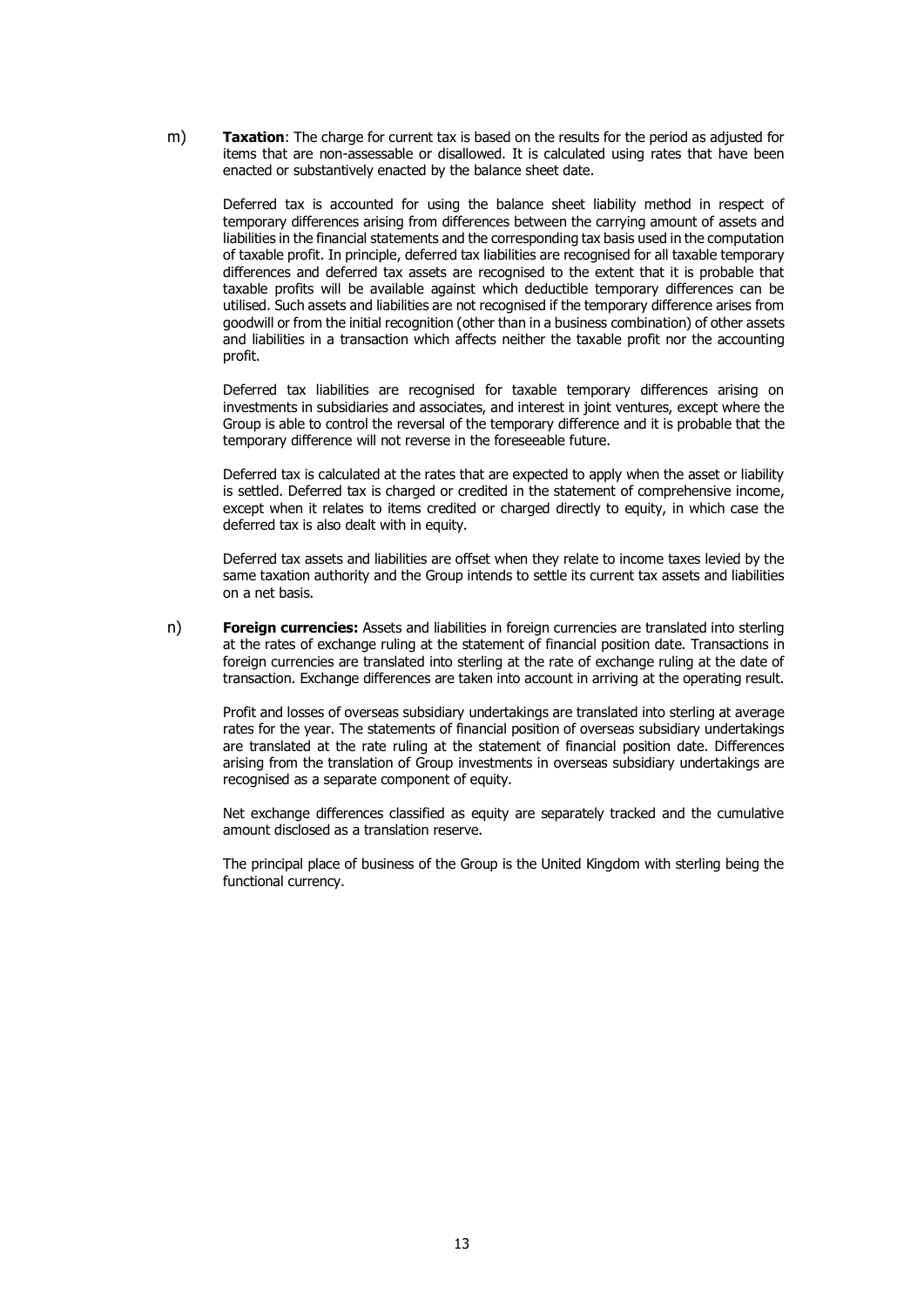m) **Taxation**: The charge for current tax is based on the results for the period as adjusted for items that are non-assessable or disallowed. It is calculated using rates that have been enacted or substantively enacted by the balance sheet date.

Deferred tax is accounted for using the balance sheet liability method in respect of temporary differences arising from differences between the carrying amount of assets and liabilities in the financial statements and the corresponding tax basis used in the computation of taxable profit. In principle, deferred tax liabilities are recognised for all taxable temporary differences and deferred tax assets are recognised to the extent that it is probable that taxable profits will be available against which deductible temporary differences can be utilised. Such assets and liabilities are not recognised if the temporary difference arises from goodwill or from the initial recognition (other than in a business combination) of other assets and liabilities in a transaction which affects neither the taxable profit nor the accounting profit.

Deferred tax liabilities are recognised for taxable temporary differences arising on investments in subsidiaries and associates, and interest in joint ventures, except where the Group is able to control the reversal of the temporary difference and it is probable that the temporary difference will not reverse in the foreseeable future.

Deferred tax is calculated at the rates that are expected to apply when the asset or liability is settled. Deferred tax is charged or credited in the statement of comprehensive income, except when it relates to items credited or charged directly to equity, in which case the deferred tax is also dealt with in equity.

Deferred tax assets and liabilities are offset when they relate to income taxes levied by the same taxation authority and the Group intends to settle its current tax assets and liabilities on a net basis.

n) **Foreign currencies:** Assets and liabilities in foreign currencies are translated into sterling at the rates of exchange ruling at the statement of financial position date. Transactions in foreign currencies are translated into sterling at the rate of exchange ruling at the date of transaction. Exchange differences are taken into account in arriving at the operating result.

Profit and losses of overseas subsidiary undertakings are translated into sterling at average rates for the year. The statements of financial position of overseas subsidiary undertakings are translated at the rate ruling at the statement of financial position date. Differences arising from the translation of Group investments in overseas subsidiary undertakings are recognised as a separate component of equity.

Net exchange differences classified as equity are separately tracked and the cumulative amount disclosed as a translation reserve.

The principal place of business of the Group is the United Kingdom with sterling being the functional currency.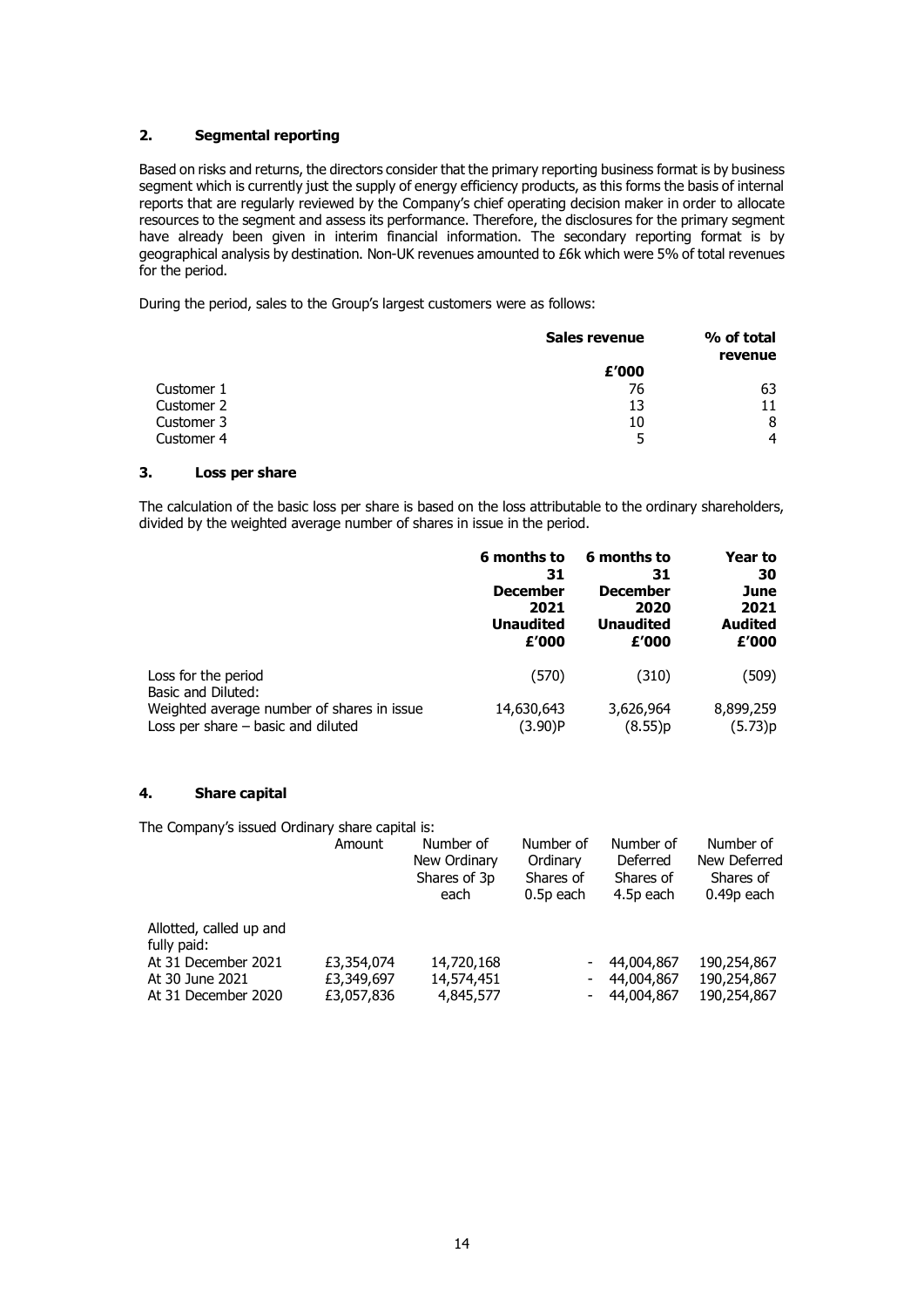## 2. Segmental reporting

Based on risks and returns, the directors consider that the primary reporting business format is by business segment which is currently just the supply of energy efficiency products, as this forms the basis of internal reports that are regularly reviewed by the Company's chief operating decision maker in order to allocate resources to the segment and assess its performance. Therefore, the disclosures for the primary segment have already been given in interim financial information. The secondary reporting format is by geographical analysis by destination. Non-UK revenues amounted to £6k which were 5% of total revenues for the period.

During the period, sales to the Group's largest customers were as follows:

| | **Sales revenue** | **% of total revenue** |
|---|---|---|
| | **£'000** | |
| Customer 1 | 76 | 63 |
| Customer 2 | 13 | 11 |
| Customer 3 | 10 | 8 |
| Customer 4 | 5 | 4 |

## 3. Loss per share

The calculation of the basic loss per share is based on the loss attributable to the ordinary shareholders, divided by the weighted average number of shares in issue in the period.

| | **6 months to 31 December 2021 Unaudited £'000** | **6 months to 31 December 2020 Unaudited £'000** | **Year to 30 June 2021 Audited £'000** |
|---|---|---|---|
| Loss for the period | (570) | (310) | (509) |
| Basic and Diluted: | | | |
| Weighted average number of shares in issue | 14,630,643 | 3,626,964 | 8,899,259 |
| Loss per share – basic and diluted | (3.90)P | (8.55)p | (5.73)p |

## 4. Share capital

The Company's issued Ordinary share capital is:

| | Amount | Number of New Ordinary Shares of 3p each | Number of Ordinary Shares of 0.5p each | Number of Deferred Shares of 4.5p each | Number of New Deferred Shares of 0.49p each |
|---|---|---|---|---|---|
| Allotted, called up and fully paid: | | | | | |
| At 31 December 2021 | £3,354,074 | 14,720,168 | - | 44,004,867 | 190,254,867 |
| At 30 June 2021 | £3,349,697 | 14,574,451 | - | 44,004,867 | 190,254,867 |
| At 31 December 2020 | £3,057,836 | 4,845,577 | - | 44,004,867 | 190,254,867 |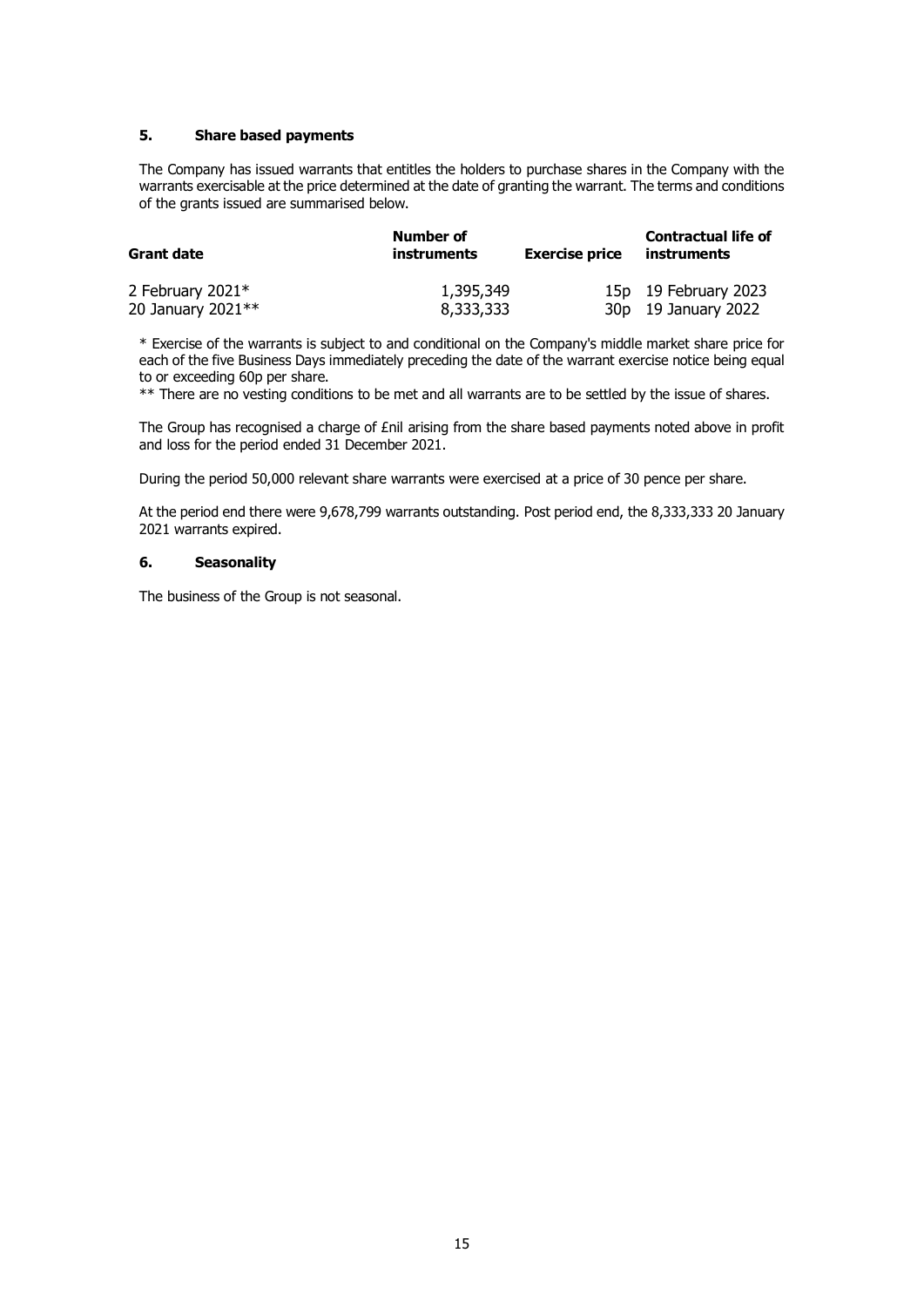### 5. Share based payments

The Company has issued warrants that entitles the holders to purchase shares in the Company with the warrants exercisable at the price determined at the date of granting the warrant. The terms and conditions of the grants issued are summarised below.

| Grant date | Number of instruments | Exercise price | Contractual life of instruments |
|---|---|---|---|
| 2 February 2021* | 1,395,349 | 15p | 19 February 2023 |
| 20 January 2021** | 8,333,333 | 30p | 19 January 2022 |

* Exercise of the warrants is subject to and conditional on the Company's middle market share price for each of the five Business Days immediately preceding the date of the warrant exercise notice being equal to or exceeding 60p per share.

** There are no vesting conditions to be met and all warrants are to be settled by the issue of shares.

The Group has recognised a charge of £nil arising from the share based payments noted above in profit and loss for the period ended 31 December 2021.

During the period 50,000 relevant share warrants were exercised at a price of 30 pence per share.

At the period end there were 9,678,799 warrants outstanding. Post period end, the 8,333,333 20 January 2021 warrants expired.

### 6. Seasonality

The business of the Group is not seasonal.